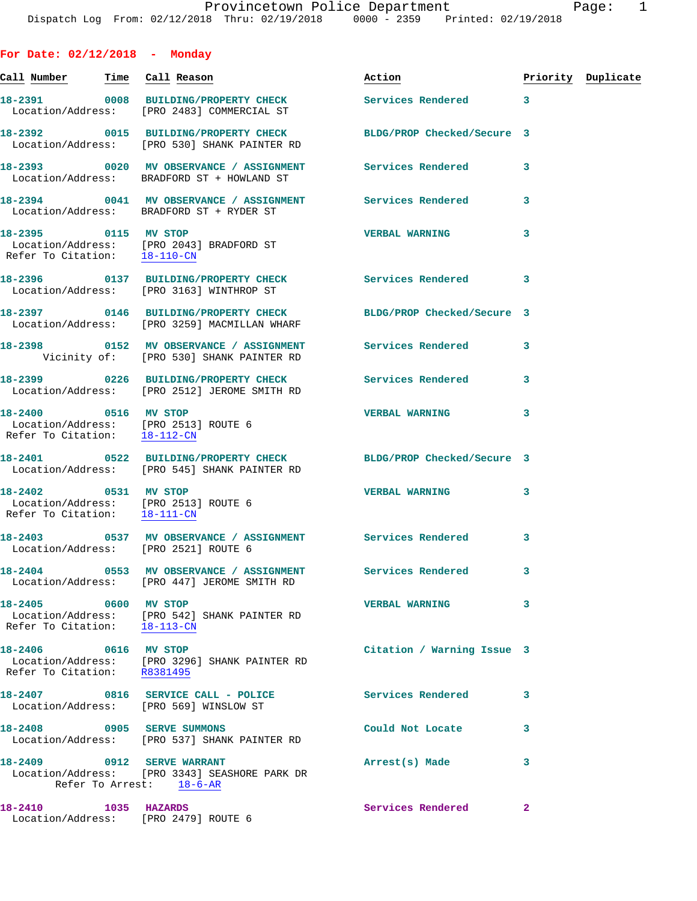Provincetown Police Department
Dispatch Log From: 02/12/2018 Thru: 02/19/2018 0000 - 2359 Printed: 02/19/2018

## For Date: 02/12/2018 - Monday

| Call Number | Time | Call Reason | Action | Priority | Duplicate |
|---|---|---|---|---|---|
| 18-2391 | 0008 | BUILDING/PROPERTY CHECK | Services Rendered | 3 | |
| Location/Address: | | [PRO 2483] COMMERCIAL ST | | | |
| 18-2392 | 0015 | BUILDING/PROPERTY CHECK | BLDG/PROP Checked/Secure | 3 | |
| Location/Address: | | [PRO 530] SHANK PAINTER RD | | | |
| 18-2393 | 0020 | MV OBSERVANCE / ASSIGNMENT | Services Rendered | 3 | |
| Location/Address: | | BRADFORD ST + HOWLAND ST | | | |
| 18-2394 | 0041 | MV OBSERVANCE / ASSIGNMENT | Services Rendered | 3 | |
| Location/Address: | | BRADFORD ST + RYDER ST | | | |
| 18-2395 | 0115 | MV STOP | VERBAL WARNING | 3 | |
| Location/Address: | | [PRO 2043] BRADFORD ST | | | |
| Refer To Citation: | | 18-110-CN | | | |
| 18-2396 | 0137 | BUILDING/PROPERTY CHECK | Services Rendered | 3 | |
| Location/Address: | | [PRO 3163] WINTHROP ST | | | |
| 18-2397 | 0146 | BUILDING/PROPERTY CHECK | BLDG/PROP Checked/Secure | 3 | |
| Location/Address: | | [PRO 3259] MACMILLAN WHARF | | | |
| 18-2398 | 0152 | MV OBSERVANCE / ASSIGNMENT | Services Rendered | 3 | |
| Vicinity of: | | [PRO 530] SHANK PAINTER RD | | | |
| 18-2399 | 0226 | BUILDING/PROPERTY CHECK | Services Rendered | 3 | |
| Location/Address: | | [PRO 2512] JEROME SMITH RD | | | |
| 18-2400 | 0516 | MV STOP | VERBAL WARNING | 3 | |
| Location/Address: | | [PRO 2513] ROUTE 6 | | | |
| Refer To Citation: | | 18-112-CN | | | |
| 18-2401 | 0522 | BUILDING/PROPERTY CHECK | BLDG/PROP Checked/Secure | 3 | |
| Location/Address: | | [PRO 545] SHANK PAINTER RD | | | |
| 18-2402 | 0531 | MV STOP | VERBAL WARNING | 3 | |
| Location/Address: | | [PRO 2513] ROUTE 6 | | | |
| Refer To Citation: | | 18-111-CN | | | |
| 18-2403 | 0537 | MV OBSERVANCE / ASSIGNMENT | Services Rendered | 3 | |
| Location/Address: | | [PRO 2521] ROUTE 6 | | | |
| 18-2404 | 0553 | MV OBSERVANCE / ASSIGNMENT | Services Rendered | 3 | |
| Location/Address: | | [PRO 447] JEROME SMITH RD | | | |
| 18-2405 | 0600 | MV STOP | VERBAL WARNING | 3 | |
| Location/Address: | | [PRO 542] SHANK PAINTER RD | | | |
| Refer To Citation: | | 18-113-CN | | | |
| 18-2406 | 0616 | MV STOP | Citation / Warning Issue | 3 | |
| Location/Address: | | [PRO 3296] SHANK PAINTER RD | | | |
| Refer To Citation: | | R8381495 | | | |
| 18-2407 | 0816 | SERVICE CALL - POLICE | Services Rendered | 3 | |
| Location/Address: | | [PRO 569] WINSLOW ST | | | |
| 18-2408 | 0905 | SERVE SUMMONS | Could Not Locate | 3 | |
| Location/Address: | | [PRO 537] SHANK PAINTER RD | | | |
| 18-2409 | 0912 | SERVE WARRANT | Arrest(s) Made | 3 | |
| Location/Address: | | [PRO 3343] SEASHORE PARK DR | | | |
| Refer To Arrest: | | 18-6-AR | | | |
| 18-2410 | 1035 | HAZARDS | Services Rendered | 2 | |
| Location/Address: | | [PRO 2479] ROUTE 6 | | | |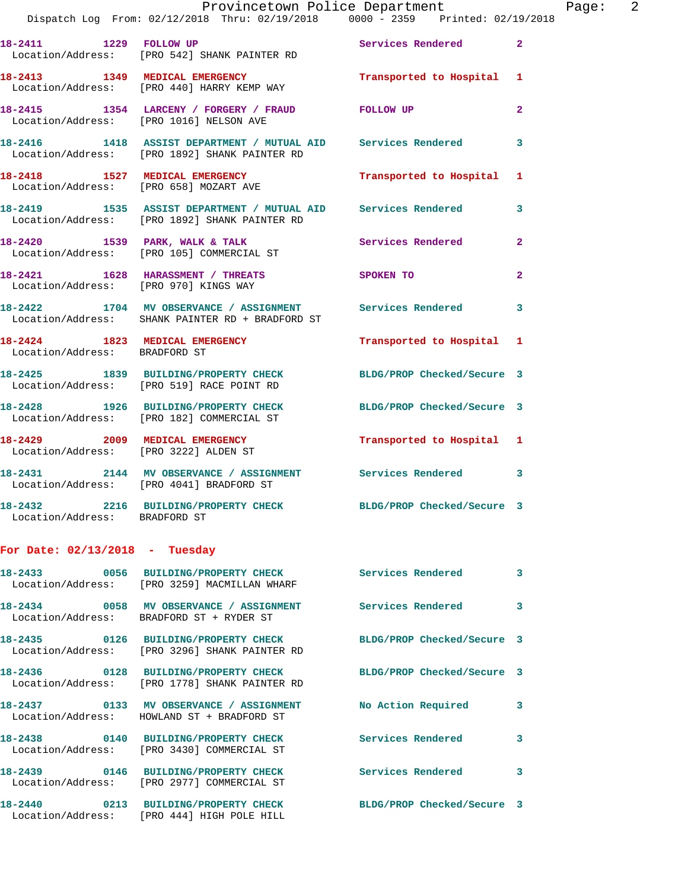```
18-2411        1229   FOLLOW UP                         Services Rendered         2
  Location/Address:    [PRO 542] SHANK PAINTER RD

18-2413        1349   MEDICAL EMERGENCY                 Transported to Hospital   1
  Location/Address:    [PRO 440] HARRY KEMP WAY

18-2415        1354   LARCENY / FORGERY / FRAUD         FOLLOW UP                 2
  Location/Address:    [PRO 1016] NELSON AVE

18-2416        1418   ASSIST DEPARTMENT / MUTUAL AID    Services Rendered         3
  Location/Address:    [PRO 1892] SHANK PAINTER RD

18-2418        1527   MEDICAL EMERGENCY                 Transported to Hospital   1
  Location/Address:    [PRO 658] MOZART AVE

18-2419        1535   ASSIST DEPARTMENT / MUTUAL AID    Services Rendered         3
  Location/Address:    [PRO 1892] SHANK PAINTER RD

18-2420        1539   PARK, WALK & TALK                 Services Rendered         2
  Location/Address:    [PRO 105] COMMERCIAL ST

18-2421        1628   HARASSMENT / THREATS              SPOKEN TO                 2
  Location/Address:    [PRO 970] KINGS WAY

18-2422        1704   MV OBSERVANCE / ASSIGNMENT        Services Rendered         3
  Location/Address:    SHANK PAINTER RD + BRADFORD ST

18-2424        1823   MEDICAL EMERGENCY                 Transported to Hospital   1
  Location/Address:    BRADFORD ST

18-2425        1839   BUILDING/PROPERTY CHECK           BLDG/PROP Checked/Secure  3
  Location/Address:    [PRO 519] RACE POINT RD

18-2428        1926   BUILDING/PROPERTY CHECK           BLDG/PROP Checked/Secure  3
  Location/Address:    [PRO 182] COMMERCIAL ST

18-2429        2009   MEDICAL EMERGENCY                 Transported to Hospital   1
  Location/Address:    [PRO 3222] ALDEN ST

18-2431        2144   MV OBSERVANCE / ASSIGNMENT        Services Rendered         3
  Location/Address:    [PRO 4041] BRADFORD ST

18-2432        2216   BUILDING/PROPERTY CHECK           BLDG/PROP Checked/Secure  3
  Location/Address:    BRADFORD ST
```

**For Date: 02/13/2018 - Tuesday**

```
18-2433        0056   BUILDING/PROPERTY CHECK           Services Rendered         3
  Location/Address:    [PRO 3259] MACMILLAN WHARF

18-2434        0058   MV OBSERVANCE / ASSIGNMENT        Services Rendered         3
  Location/Address:    BRADFORD ST + RYDER ST

18-2435        0126   BUILDING/PROPERTY CHECK           BLDG/PROP Checked/Secure  3
  Location/Address:    [PRO 3296] SHANK PAINTER RD

18-2436        0128   BUILDING/PROPERTY CHECK           BLDG/PROP Checked/Secure  3
  Location/Address:    [PRO 1778] SHANK PAINTER RD

18-2437        0133   MV OBSERVANCE / ASSIGNMENT        No Action Required        3
  Location/Address:    HOWLAND ST + BRADFORD ST

18-2438        0140   BUILDING/PROPERTY CHECK           Services Rendered         3
  Location/Address:    [PRO 3430] COMMERCIAL ST

18-2439        0146   BUILDING/PROPERTY CHECK           Services Rendered         3
  Location/Address:    [PRO 2977] COMMERCIAL ST

18-2440        0213   BUILDING/PROPERTY CHECK           BLDG/PROP Checked/Secure  3
  Location/Address:    [PRO 444] HIGH POLE HILL
```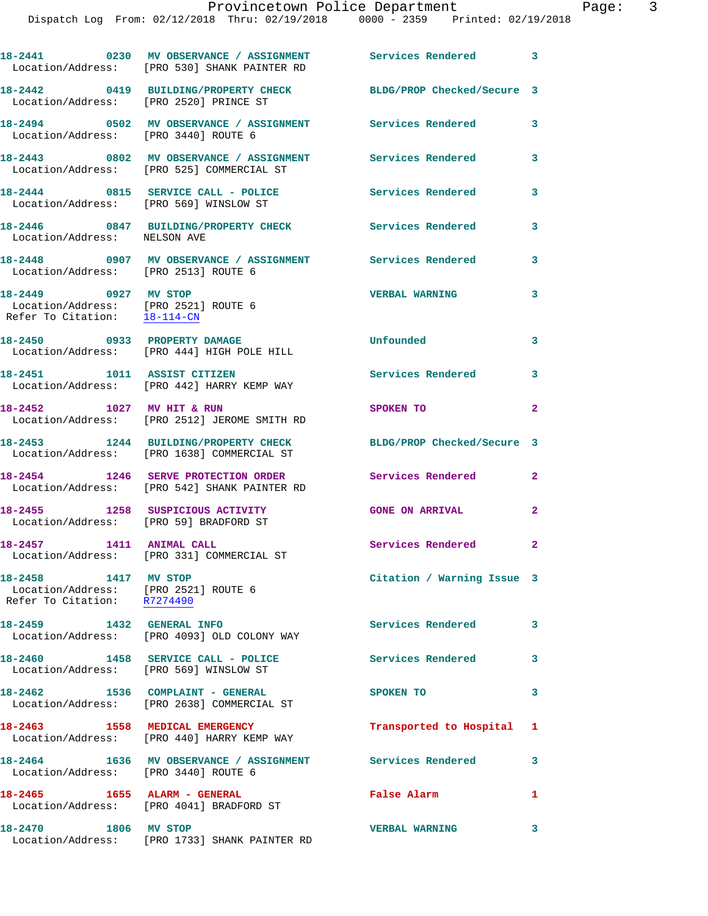18-2441 0230 MV OBSERVANCE / ASSIGNMENT Services Rendered 3
Location/Address: [PRO 530] SHANK PAINTER RD

18-2442 0419 BUILDING/PROPERTY CHECK BLDG/PROP Checked/Secure 3
Location/Address: [PRO 2520] PRINCE ST

18-2494 0502 MV OBSERVANCE / ASSIGNMENT Services Rendered 3
Location/Address: [PRO 3440] ROUTE 6

18-2443 0802 MV OBSERVANCE / ASSIGNMENT Services Rendered 3
Location/Address: [PRO 525] COMMERCIAL ST

18-2444 0815 SERVICE CALL - POLICE Services Rendered 3
Location/Address: [PRO 569] WINSLOW ST

18-2446 0847 BUILDING/PROPERTY CHECK Services Rendered 3
Location/Address: NELSON AVE

18-2448 0907 MV OBSERVANCE / ASSIGNMENT Services Rendered 3
Location/Address: [PRO 2513] ROUTE 6

18-2449 0927 MV STOP VERBAL WARNING 3
Location/Address: [PRO 2521] ROUTE 6
Refer To Citation: 18-114-CN

18-2450 0933 PROPERTY DAMAGE Unfounded 3
Location/Address: [PRO 444] HIGH POLE HILL

18-2451 1011 ASSIST CITIZEN Services Rendered 3
Location/Address: [PRO 442] HARRY KEMP WAY

18-2452 1027 MV HIT & RUN SPOKEN TO 2
Location/Address: [PRO 2512] JEROME SMITH RD

18-2453 1244 BUILDING/PROPERTY CHECK BLDG/PROP Checked/Secure 3
Location/Address: [PRO 1638] COMMERCIAL ST

18-2454 1246 SERVE PROTECTION ORDER Services Rendered 2
Location/Address: [PRO 542] SHANK PAINTER RD

18-2455 1258 SUSPICIOUS ACTIVITY GONE ON ARRIVAL 2
Location/Address: [PRO 59] BRADFORD ST

18-2457 1411 ANIMAL CALL Services Rendered 2
Location/Address: [PRO 331] COMMERCIAL ST

18-2458 1417 MV STOP Citation / Warning Issue 3
Location/Address: [PRO 2521] ROUTE 6
Refer To Citation: R7274490

18-2459 1432 GENERAL INFO Services Rendered 3
Location/Address: [PRO 4093] OLD COLONY WAY

18-2460 1458 SERVICE CALL - POLICE Services Rendered 3
Location/Address: [PRO 569] WINSLOW ST

18-2462 1536 COMPLAINT - GENERAL SPOKEN TO 3
Location/Address: [PRO 2638] COMMERCIAL ST

18-2463 1558 MEDICAL EMERGENCY Transported to Hospital 1
Location/Address: [PRO 440] HARRY KEMP WAY

18-2464 1636 MV OBSERVANCE / ASSIGNMENT Services Rendered 3
Location/Address: [PRO 3440] ROUTE 6

18-2465 1655 ALARM - GENERAL False Alarm 1
Location/Address: [PRO 4041] BRADFORD ST

18-2470 1806 MV STOP VERBAL WARNING 3
Location/Address: [PRO 1733] SHANK PAINTER RD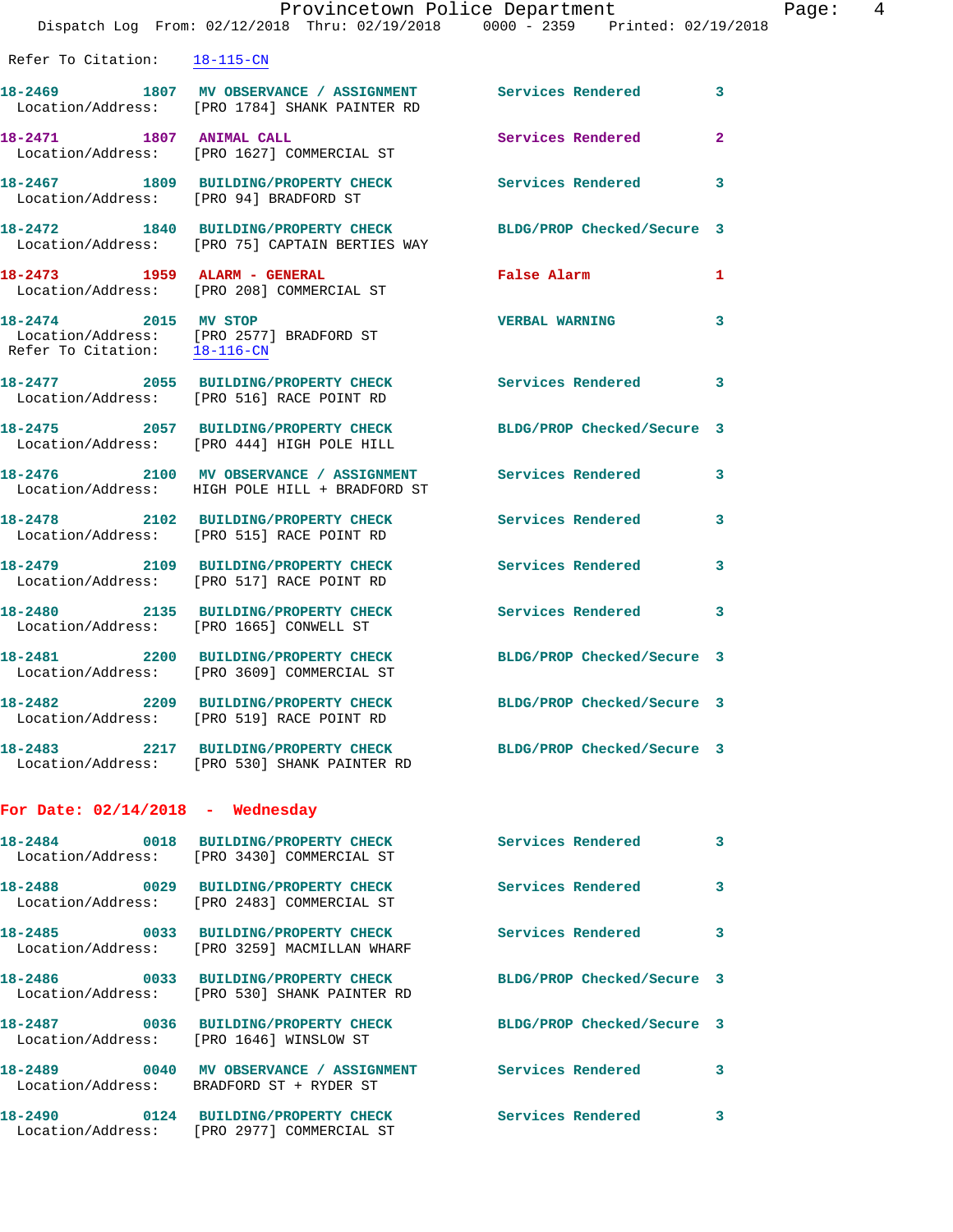Refer To Citation: 18-115-CN

**18-2469** 1807 **MV OBSERVANCE / ASSIGNMENT** Services Rendered 3
Location/Address: [PRO 1784] SHANK PAINTER RD

**18-2471** 1807 **ANIMAL CALL** Services Rendered 2
Location/Address: [PRO 1627] COMMERCIAL ST

**18-2467** 1809 **BUILDING/PROPERTY CHECK** Services Rendered 3
Location/Address: [PRO 94] BRADFORD ST

**18-2472** 1840 **BUILDING/PROPERTY CHECK** BLDG/PROP Checked/Secure 3
Location/Address: [PRO 75] CAPTAIN BERTIES WAY

**18-2473** 1959 **ALARM - GENERAL** False Alarm 1
Location/Address: [PRO 208] COMMERCIAL ST

**18-2474** 2015 **MV STOP** VERBAL WARNING 3
Location/Address: [PRO 2577] BRADFORD ST
Refer To Citation: 18-116-CN

**18-2477** 2055 **BUILDING/PROPERTY CHECK** Services Rendered 3
Location/Address: [PRO 516] RACE POINT RD

**18-2475** 2057 **BUILDING/PROPERTY CHECK** BLDG/PROP Checked/Secure 3
Location/Address: [PRO 444] HIGH POLE HILL

**18-2476** 2100 **MV OBSERVANCE / ASSIGNMENT** Services Rendered 3
Location/Address: HIGH POLE HILL + BRADFORD ST

**18-2478** 2102 **BUILDING/PROPERTY CHECK** Services Rendered 3
Location/Address: [PRO 515] RACE POINT RD

**18-2479** 2109 **BUILDING/PROPERTY CHECK** Services Rendered 3
Location/Address: [PRO 517] RACE POINT RD

**18-2480** 2135 **BUILDING/PROPERTY CHECK** Services Rendered 3
Location/Address: [PRO 1665] CONWELL ST

**18-2481** 2200 **BUILDING/PROPERTY CHECK** BLDG/PROP Checked/Secure 3
Location/Address: [PRO 3609] COMMERCIAL ST

**18-2482** 2209 **BUILDING/PROPERTY CHECK** BLDG/PROP Checked/Secure 3
Location/Address: [PRO 519] RACE POINT RD

**18-2483** 2217 **BUILDING/PROPERTY CHECK** BLDG/PROP Checked/Secure 3
Location/Address: [PRO 530] SHANK PAINTER RD

## For Date: 02/14/2018 - Wednesday

**18-2484** 0018 **BUILDING/PROPERTY CHECK** Services Rendered 3
Location/Address: [PRO 3430] COMMERCIAL ST

**18-2488** 0029 **BUILDING/PROPERTY CHECK** Services Rendered 3
Location/Address: [PRO 2483] COMMERCIAL ST

**18-2485** 0033 **BUILDING/PROPERTY CHECK** Services Rendered 3
Location/Address: [PRO 3259] MACMILLAN WHARF

**18-2486** 0033 **BUILDING/PROPERTY CHECK** BLDG/PROP Checked/Secure 3
Location/Address: [PRO 530] SHANK PAINTER RD

**18-2487** 0036 **BUILDING/PROPERTY CHECK** BLDG/PROP Checked/Secure 3
Location/Address: [PRO 1646] WINSLOW ST

**18-2489** 0040 **MV OBSERVANCE / ASSIGNMENT** Services Rendered 3
Location/Address: BRADFORD ST + RYDER ST

**18-2490** 0124 **BUILDING/PROPERTY CHECK** Services Rendered 3
Location/Address: [PRO 2977] COMMERCIAL ST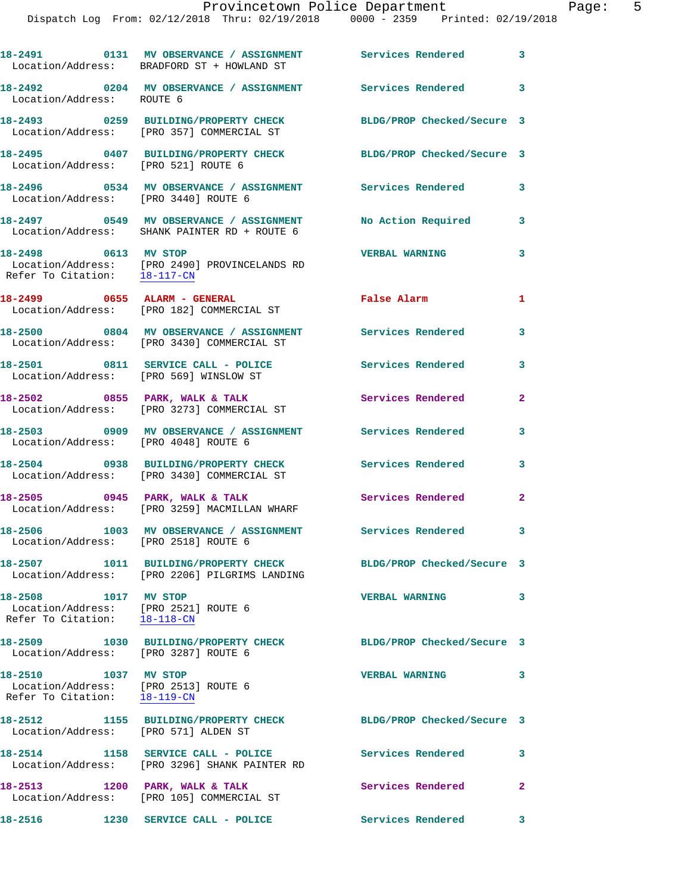18-2491 0131 MV OBSERVANCE / ASSIGNMENT Services Rendered 3
Location/Address: BRADFORD ST + HOWLAND ST

18-2492 0204 MV OBSERVANCE / ASSIGNMENT Services Rendered 3
Location/Address: ROUTE 6

18-2493 0259 BUILDING/PROPERTY CHECK BLDG/PROP Checked/Secure 3
Location/Address: [PRO 357] COMMERCIAL ST

18-2495 0407 BUILDING/PROPERTY CHECK BLDG/PROP Checked/Secure 3
Location/Address: [PRO 521] ROUTE 6

18-2496 0534 MV OBSERVANCE / ASSIGNMENT Services Rendered 3
Location/Address: [PRO 3440] ROUTE 6

18-2497 0549 MV OBSERVANCE / ASSIGNMENT No Action Required 3
Location/Address: SHANK PAINTER RD + ROUTE 6

18-2498 0613 MV STOP VERBAL WARNING 3
Location/Address: [PRO 2490] PROVINCELANDS RD
Refer To Citation: 18-117-CN

18-2499 0655 ALARM - GENERAL False Alarm 1
Location/Address: [PRO 182] COMMERCIAL ST

18-2500 0804 MV OBSERVANCE / ASSIGNMENT Services Rendered 3
Location/Address: [PRO 3430] COMMERCIAL ST

18-2501 0811 SERVICE CALL - POLICE Services Rendered 3
Location/Address: [PRO 569] WINSLOW ST

18-2502 0855 PARK, WALK & TALK Services Rendered 2
Location/Address: [PRO 3273] COMMERCIAL ST

18-2503 0909 MV OBSERVANCE / ASSIGNMENT Services Rendered 3
Location/Address: [PRO 4048] ROUTE 6

18-2504 0938 BUILDING/PROPERTY CHECK Services Rendered 3
Location/Address: [PRO 3430] COMMERCIAL ST

18-2505 0945 PARK, WALK & TALK Services Rendered 2
Location/Address: [PRO 3259] MACMILLAN WHARF

18-2506 1003 MV OBSERVANCE / ASSIGNMENT Services Rendered 3
Location/Address: [PRO 2518] ROUTE 6

18-2507 1011 BUILDING/PROPERTY CHECK BLDG/PROP Checked/Secure 3
Location/Address: [PRO 2206] PILGRIMS LANDING

18-2508 1017 MV STOP VERBAL WARNING 3
Location/Address: [PRO 2521] ROUTE 6
Refer To Citation: 18-118-CN

18-2509 1030 BUILDING/PROPERTY CHECK BLDG/PROP Checked/Secure 3
Location/Address: [PRO 3287] ROUTE 6

18-2510 1037 MV STOP VERBAL WARNING 3
Location/Address: [PRO 2513] ROUTE 6
Refer To Citation: 18-119-CN

18-2512 1155 BUILDING/PROPERTY CHECK BLDG/PROP Checked/Secure 3
Location/Address: [PRO 571] ALDEN ST

18-2514 1158 SERVICE CALL - POLICE Services Rendered 3
Location/Address: [PRO 3296] SHANK PAINTER RD

18-2513 1200 PARK, WALK & TALK Services Rendered 2
Location/Address: [PRO 105] COMMERCIAL ST

18-2516 1230 SERVICE CALL - POLICE Services Rendered 3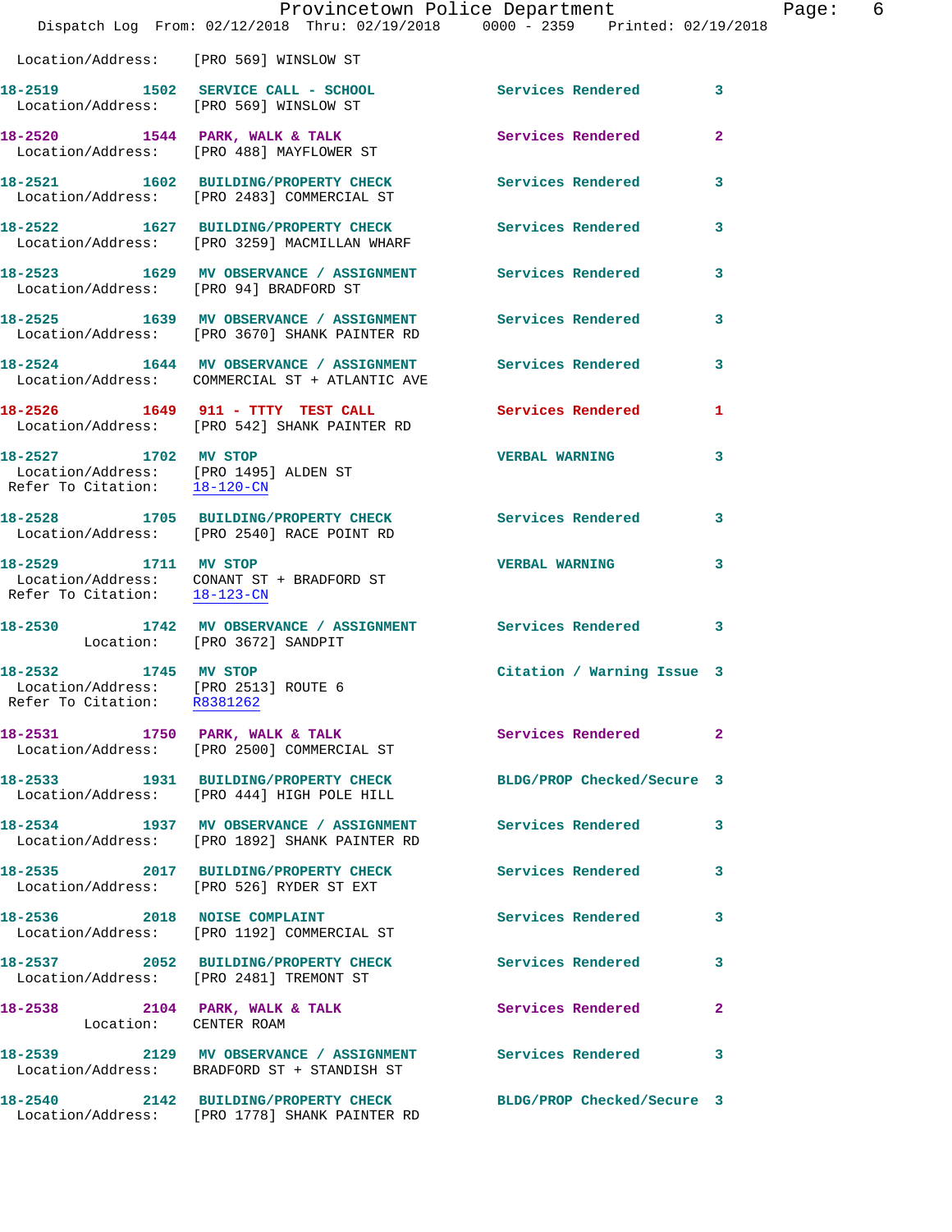Location/Address: [PRO 569] WINSLOW ST

**18-2519** 1502 **SERVICE CALL - SCHOOL** Services Rendered 3
Location/Address: [PRO 569] WINSLOW ST

**18-2520** 1544 **PARK, WALK & TALK** Services Rendered 2
Location/Address: [PRO 488] MAYFLOWER ST

**18-2521** 1602 **BUILDING/PROPERTY CHECK** Services Rendered 3
Location/Address: [PRO 2483] COMMERCIAL ST

**18-2522** 1627 **BUILDING/PROPERTY CHECK** Services Rendered 3
Location/Address: [PRO 3259] MACMILLAN WHARF

**18-2523** 1629 **MV OBSERVANCE / ASSIGNMENT** Services Rendered 3
Location/Address: [PRO 94] BRADFORD ST

**18-2525** 1639 **MV OBSERVANCE / ASSIGNMENT** Services Rendered 3
Location/Address: [PRO 3670] SHANK PAINTER RD

**18-2524** 1644 **MV OBSERVANCE / ASSIGNMENT** Services Rendered 3
Location/Address: COMMERCIAL ST + ATLANTIC AVE

**18-2526** 1649 **911 - TTTY TEST CALL** Services Rendered 1
Location/Address: [PRO 542] SHANK PAINTER RD

**18-2527** 1702 **MV STOP** VERBAL WARNING 3
Location/Address: [PRO 1495] ALDEN ST
Refer To Citation: 18-120-CN

**18-2528** 1705 **BUILDING/PROPERTY CHECK** Services Rendered 3
Location/Address: [PRO 2540] RACE POINT RD

**18-2529** 1711 **MV STOP** VERBAL WARNING 3
Location/Address: CONANT ST + BRADFORD ST
Refer To Citation: 18-123-CN

**18-2530** 1742 **MV OBSERVANCE / ASSIGNMENT** Services Rendered 3
Location: [PRO 3672] SANDPIT

**18-2532** 1745 **MV STOP** Citation / Warning Issue 3
Location/Address: [PRO 2513] ROUTE 6
Refer To Citation: R8381262

**18-2531** 1750 **PARK, WALK & TALK** Services Rendered 2
Location/Address: [PRO 2500] COMMERCIAL ST

**18-2533** 1931 **BUILDING/PROPERTY CHECK** BLDG/PROP Checked/Secure 3
Location/Address: [PRO 444] HIGH POLE HILL

**18-2534** 1937 **MV OBSERVANCE / ASSIGNMENT** Services Rendered 3
Location/Address: [PRO 1892] SHANK PAINTER RD

**18-2535** 2017 **BUILDING/PROPERTY CHECK** Services Rendered 3
Location/Address: [PRO 526] RYDER ST EXT

**18-2536** 2018 **NOISE COMPLAINT** Services Rendered 3
Location/Address: [PRO 1192] COMMERCIAL ST

**18-2537** 2052 **BUILDING/PROPERTY CHECK** Services Rendered 3
Location/Address: [PRO 2481] TREMONT ST

**18-2538** 2104 **PARK, WALK & TALK** Services Rendered 2
Location: CENTER ROAM

**18-2539** 2129 **MV OBSERVANCE / ASSIGNMENT** Services Rendered 3
Location/Address: BRADFORD ST + STANDISH ST

**18-2540** 2142 **BUILDING/PROPERTY CHECK** BLDG/PROP Checked/Secure 3
Location/Address: [PRO 1778] SHANK PAINTER RD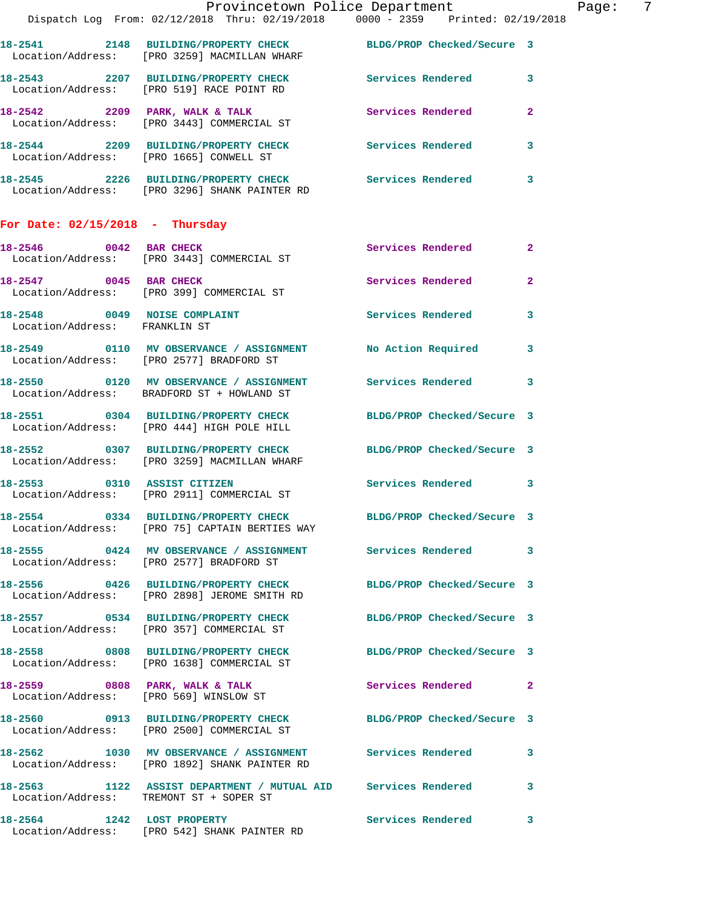**18-2541 2148 BUILDING/PROPERTY CHECK** BLDG/PROP Checked/Secure 3
Location/Address: [PRO 3259] MACMILLAN WHARF

**18-2543 2207 BUILDING/PROPERTY CHECK** Services Rendered 3
Location/Address: [PRO 519] RACE POINT RD

**18-2542 2209 PARK, WALK & TALK** Services Rendered 2
Location/Address: [PRO 3443] COMMERCIAL ST

**18-2544 2209 BUILDING/PROPERTY CHECK** Services Rendered 3
Location/Address: [PRO 1665] CONWELL ST

**18-2545 2226 BUILDING/PROPERTY CHECK** Services Rendered 3
Location/Address: [PRO 3296] SHANK PAINTER RD

## For Date: 02/15/2018 - Thursday

**18-2546 0042 BAR CHECK** Services Rendered 2
Location/Address: [PRO 3443] COMMERCIAL ST

**18-2547 0045 BAR CHECK** Services Rendered 2
Location/Address: [PRO 399] COMMERCIAL ST

**18-2548 0049 NOISE COMPLAINT** Services Rendered 3
Location/Address: FRANKLIN ST

**18-2549 0110 MV OBSERVANCE / ASSIGNMENT** No Action Required 3
Location/Address: [PRO 2577] BRADFORD ST

**18-2550 0120 MV OBSERVANCE / ASSIGNMENT** Services Rendered 3
Location/Address: BRADFORD ST + HOWLAND ST

**18-2551 0304 BUILDING/PROPERTY CHECK** BLDG/PROP Checked/Secure 3
Location/Address: [PRO 444] HIGH POLE HILL

**18-2552 0307 BUILDING/PROPERTY CHECK** BLDG/PROP Checked/Secure 3
Location/Address: [PRO 3259] MACMILLAN WHARF

**18-2553 0310 ASSIST CITIZEN** Services Rendered 3
Location/Address: [PRO 2911] COMMERCIAL ST

**18-2554 0334 BUILDING/PROPERTY CHECK** BLDG/PROP Checked/Secure 3
Location/Address: [PRO 75] CAPTAIN BERTIES WAY

**18-2555 0424 MV OBSERVANCE / ASSIGNMENT** Services Rendered 3
Location/Address: [PRO 2577] BRADFORD ST

**18-2556 0426 BUILDING/PROPERTY CHECK** BLDG/PROP Checked/Secure 3
Location/Address: [PRO 2898] JEROME SMITH RD

**18-2557 0534 BUILDING/PROPERTY CHECK** BLDG/PROP Checked/Secure 3
Location/Address: [PRO 357] COMMERCIAL ST

**18-2558 0808 BUILDING/PROPERTY CHECK** BLDG/PROP Checked/Secure 3
Location/Address: [PRO 1638] COMMERCIAL ST

**18-2559 0808 PARK, WALK & TALK** Services Rendered 2
Location/Address: [PRO 569] WINSLOW ST

**18-2560 0913 BUILDING/PROPERTY CHECK** BLDG/PROP Checked/Secure 3
Location/Address: [PRO 2500] COMMERCIAL ST

**18-2562 1030 MV OBSERVANCE / ASSIGNMENT** Services Rendered 3
Location/Address: [PRO 1892] SHANK PAINTER RD

**18-2563 1122 ASSIST DEPARTMENT / MUTUAL AID** Services Rendered 3
Location/Address: TREMONT ST + SOPER ST

**18-2564 1242 LOST PROPERTY** Services Rendered 3
Location/Address: [PRO 542] SHANK PAINTER RD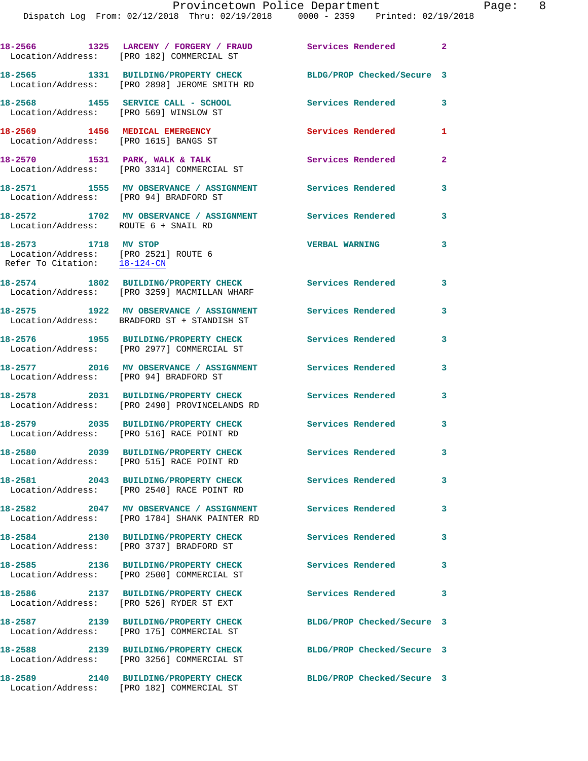| Call # | Time | Call Reason | Action | Priority |
|---|---|---|---|---|
| 18-2566 | 1325 | LARCENY / FORGERY / FRAUD | Services Rendered | 2 |
| Location/Address: [PRO 182] COMMERCIAL ST | | | | |
| 18-2565 | 1331 | BUILDING/PROPERTY CHECK | BLDG/PROP Checked/Secure | 3 |
| Location/Address: [PRO 2898] JEROME SMITH RD | | | | |
| 18-2568 | 1455 | SERVICE CALL - SCHOOL | Services Rendered | 3 |
| Location/Address: [PRO 569] WINSLOW ST | | | | |
| 18-2569 | 1456 | MEDICAL EMERGENCY | Services Rendered | 1 |
| Location/Address: [PRO 1615] BANGS ST | | | | |
| 18-2570 | 1531 | PARK, WALK & TALK | Services Rendered | 2 |
| Location/Address: [PRO 3314] COMMERCIAL ST | | | | |
| 18-2571 | 1555 | MV OBSERVANCE / ASSIGNMENT | Services Rendered | 3 |
| Location/Address: [PRO 94] BRADFORD ST | | | | |
| 18-2572 | 1702 | MV OBSERVANCE / ASSIGNMENT | Services Rendered | 3 |
| Location/Address: ROUTE 6 + SNAIL RD | | | | |
| 18-2573 | 1718 | MV STOP | VERBAL WARNING | 3 |
| Location/Address: [PRO 2521] ROUTE 6 | | | | |
| Refer To Citation: 18-124-CN | | | | |
| 18-2574 | 1802 | BUILDING/PROPERTY CHECK | Services Rendered | 3 |
| Location/Address: [PRO 3259] MACMILLAN WHARF | | | | |
| 18-2575 | 1922 | MV OBSERVANCE / ASSIGNMENT | Services Rendered | 3 |
| Location/Address: BRADFORD ST + STANDISH ST | | | | |
| 18-2576 | 1955 | BUILDING/PROPERTY CHECK | Services Rendered | 3 |
| Location/Address: [PRO 2977] COMMERCIAL ST | | | | |
| 18-2577 | 2016 | MV OBSERVANCE / ASSIGNMENT | Services Rendered | 3 |
| Location/Address: [PRO 94] BRADFORD ST | | | | |
| 18-2578 | 2031 | BUILDING/PROPERTY CHECK | Services Rendered | 3 |
| Location/Address: [PRO 2490] PROVINCELANDS RD | | | | |
| 18-2579 | 2035 | BUILDING/PROPERTY CHECK | Services Rendered | 3 |
| Location/Address: [PRO 516] RACE POINT RD | | | | |
| 18-2580 | 2039 | BUILDING/PROPERTY CHECK | Services Rendered | 3 |
| Location/Address: [PRO 515] RACE POINT RD | | | | |
| 18-2581 | 2043 | BUILDING/PROPERTY CHECK | Services Rendered | 3 |
| Location/Address: [PRO 2540] RACE POINT RD | | | | |
| 18-2582 | 2047 | MV OBSERVANCE / ASSIGNMENT | Services Rendered | 3 |
| Location/Address: [PRO 1784] SHANK PAINTER RD | | | | |
| 18-2584 | 2130 | BUILDING/PROPERTY CHECK | Services Rendered | 3 |
| Location/Address: [PRO 3737] BRADFORD ST | | | | |
| 18-2585 | 2136 | BUILDING/PROPERTY CHECK | Services Rendered | 3 |
| Location/Address: [PRO 2500] COMMERCIAL ST | | | | |
| 18-2586 | 2137 | BUILDING/PROPERTY CHECK | Services Rendered | 3 |
| Location/Address: [PRO 526] RYDER ST EXT | | | | |
| 18-2587 | 2139 | BUILDING/PROPERTY CHECK | BLDG/PROP Checked/Secure | 3 |
| Location/Address: [PRO 175] COMMERCIAL ST | | | | |
| 18-2588 | 2139 | BUILDING/PROPERTY CHECK | BLDG/PROP Checked/Secure | 3 |
| Location/Address: [PRO 3256] COMMERCIAL ST | | | | |
| 18-2589 | 2140 | BUILDING/PROPERTY CHECK | BLDG/PROP Checked/Secure | 3 |
| Location/Address: [PRO 182] COMMERCIAL ST | | | | |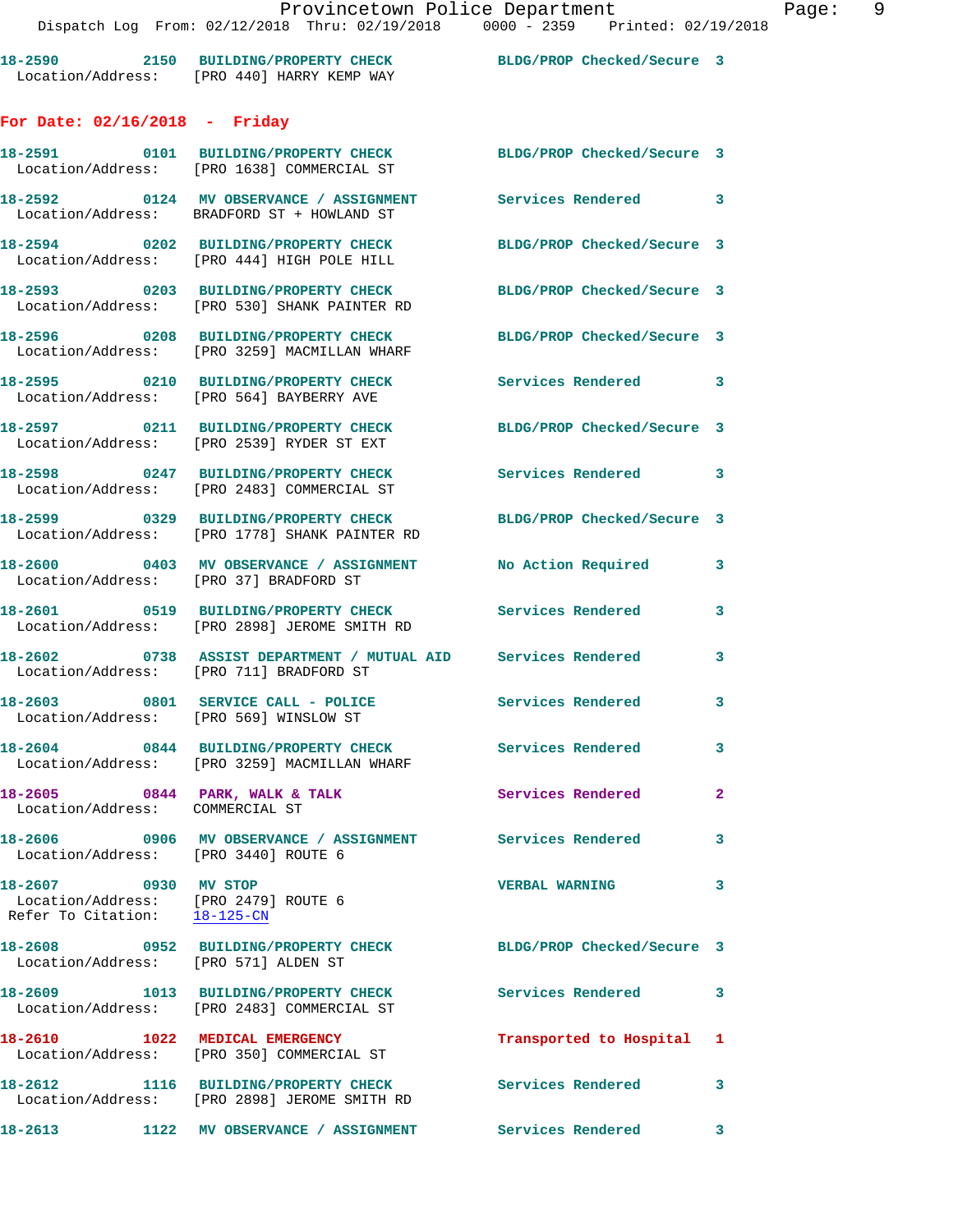18-2590 2150 BUILDING/PROPERTY CHECK BLDG/PROP Checked/Secure 3
Location/Address: [PRO 440] HARRY KEMP WAY

## For Date: 02/16/2018 - Friday

18-2591 0101 BUILDING/PROPERTY CHECK BLDG/PROP Checked/Secure 3
Location/Address: [PRO 1638] COMMERCIAL ST

18-2592 0124 MV OBSERVANCE / ASSIGNMENT Services Rendered 3
Location/Address: BRADFORD ST + HOWLAND ST

18-2594 0202 BUILDING/PROPERTY CHECK BLDG/PROP Checked/Secure 3
Location/Address: [PRO 444] HIGH POLE HILL

18-2593 0203 BUILDING/PROPERTY CHECK BLDG/PROP Checked/Secure 3
Location/Address: [PRO 530] SHANK PAINTER RD

18-2596 0208 BUILDING/PROPERTY CHECK BLDG/PROP Checked/Secure 3
Location/Address: [PRO 3259] MACMILLAN WHARF

18-2595 0210 BUILDING/PROPERTY CHECK Services Rendered 3
Location/Address: [PRO 564] BAYBERRY AVE

18-2597 0211 BUILDING/PROPERTY CHECK BLDG/PROP Checked/Secure 3
Location/Address: [PRO 2539] RYDER ST EXT

18-2598 0247 BUILDING/PROPERTY CHECK Services Rendered 3
Location/Address: [PRO 2483] COMMERCIAL ST

18-2599 0329 BUILDING/PROPERTY CHECK BLDG/PROP Checked/Secure 3
Location/Address: [PRO 1778] SHANK PAINTER RD

18-2600 0403 MV OBSERVANCE / ASSIGNMENT No Action Required 3
Location/Address: [PRO 37] BRADFORD ST

18-2601 0519 BUILDING/PROPERTY CHECK Services Rendered 3
Location/Address: [PRO 2898] JEROME SMITH RD

18-2602 0738 ASSIST DEPARTMENT / MUTUAL AID Services Rendered 3
Location/Address: [PRO 711] BRADFORD ST

18-2603 0801 SERVICE CALL - POLICE Services Rendered 3
Location/Address: [PRO 569] WINSLOW ST

18-2604 0844 BUILDING/PROPERTY CHECK Services Rendered 3
Location/Address: [PRO 3259] MACMILLAN WHARF

18-2605 0844 PARK, WALK & TALK Services Rendered 2
Location/Address: COMMERCIAL ST

18-2606 0906 MV OBSERVANCE / ASSIGNMENT Services Rendered 3
Location/Address: [PRO 3440] ROUTE 6

18-2607 0930 MV STOP VERBAL WARNING 3
Location/Address: [PRO 2479] ROUTE 6
Refer To Citation: 18-125-CN

18-2608 0952 BUILDING/PROPERTY CHECK BLDG/PROP Checked/Secure 3
Location/Address: [PRO 571] ALDEN ST

18-2609 1013 BUILDING/PROPERTY CHECK Services Rendered 3
Location/Address: [PRO 2483] COMMERCIAL ST

18-2610 1022 MEDICAL EMERGENCY Transported to Hospital 1
Location/Address: [PRO 350] COMMERCIAL ST

18-2612 1116 BUILDING/PROPERTY CHECK Services Rendered 3
Location/Address: [PRO 2898] JEROME SMITH RD

18-2613 1122 MV OBSERVANCE / ASSIGNMENT Services Rendered 3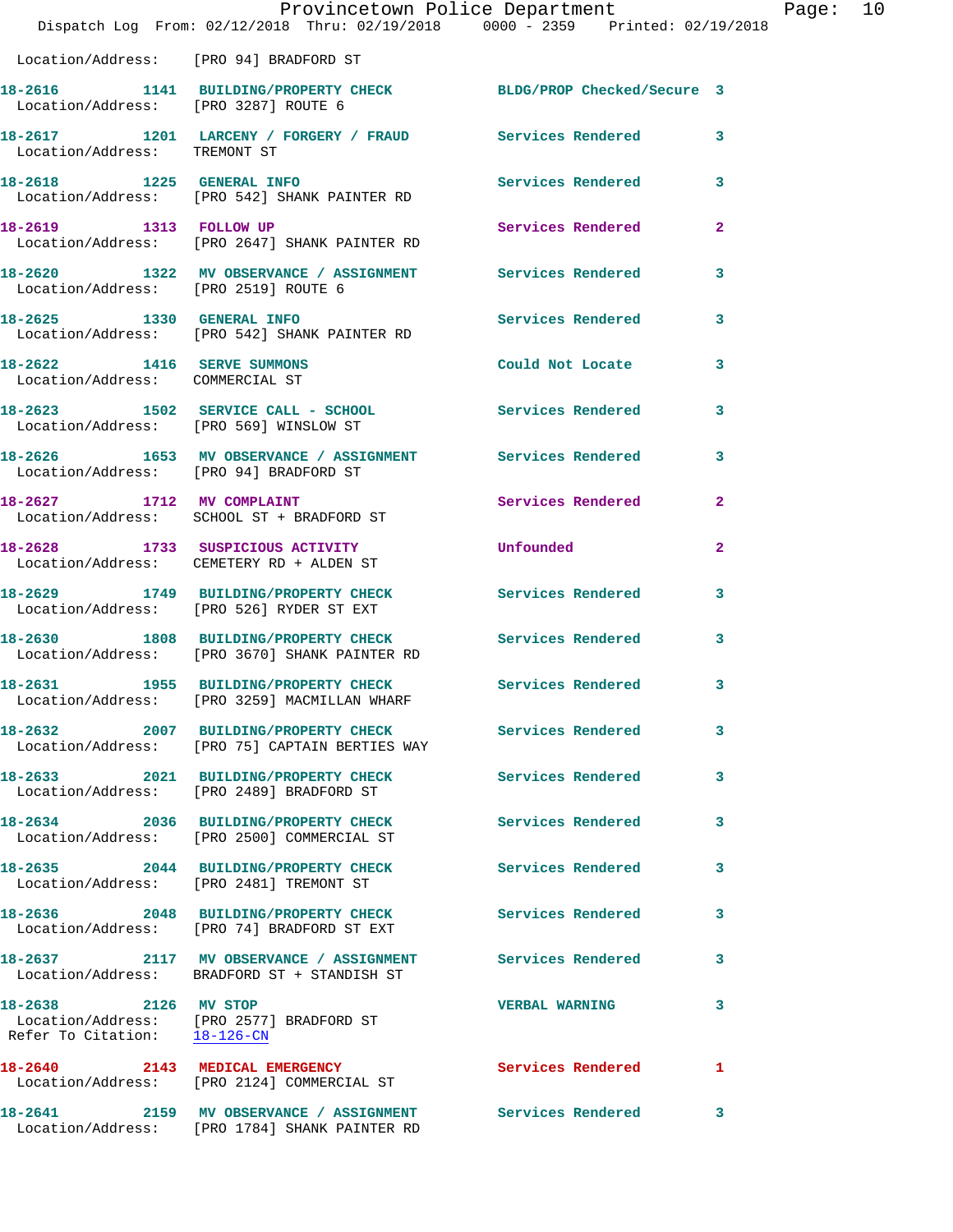Location/Address: [PRO 94] BRADFORD ST

**18-2616** 1141 **BUILDING/PROPERTY CHECK** BLDG/PROP Checked/Secure 3
Location/Address: [PRO 3287] ROUTE 6

**18-2617** 1201 **LARCENY / FORGERY / FRAUD** Services Rendered 3
Location/Address: TREMONT ST

**18-2618** 1225 **GENERAL INFO** Services Rendered 3
Location/Address: [PRO 542] SHANK PAINTER RD

**18-2619** 1313 **FOLLOW UP** Services Rendered 2
Location/Address: [PRO 2647] SHANK PAINTER RD

**18-2620** 1322 **MV OBSERVANCE / ASSIGNMENT** Services Rendered 3
Location/Address: [PRO 2519] ROUTE 6

**18-2625** 1330 **GENERAL INFO** Services Rendered 3
Location/Address: [PRO 542] SHANK PAINTER RD

**18-2622** 1416 **SERVE SUMMONS** Could Not Locate 3
Location/Address: COMMERCIAL ST

**18-2623** 1502 **SERVICE CALL - SCHOOL** Services Rendered 3
Location/Address: [PRO 569] WINSLOW ST

**18-2626** 1653 **MV OBSERVANCE / ASSIGNMENT** Services Rendered 3
Location/Address: [PRO 94] BRADFORD ST

**18-2627** 1712 **MV COMPLAINT** Services Rendered 2
Location/Address: SCHOOL ST + BRADFORD ST

**18-2628** 1733 **SUSPICIOUS ACTIVITY** Unfounded 2
Location/Address: CEMETERY RD + ALDEN ST

**18-2629** 1749 **BUILDING/PROPERTY CHECK** Services Rendered 3
Location/Address: [PRO 526] RYDER ST EXT

**18-2630** 1808 **BUILDING/PROPERTY CHECK** Services Rendered 3
Location/Address: [PRO 3670] SHANK PAINTER RD

**18-2631** 1955 **BUILDING/PROPERTY CHECK** Services Rendered 3
Location/Address: [PRO 3259] MACMILLAN WHARF

**18-2632** 2007 **BUILDING/PROPERTY CHECK** Services Rendered 3
Location/Address: [PRO 75] CAPTAIN BERTIES WAY

**18-2633** 2021 **BUILDING/PROPERTY CHECK** Services Rendered 3
Location/Address: [PRO 2489] BRADFORD ST

**18-2634** 2036 **BUILDING/PROPERTY CHECK** Services Rendered 3
Location/Address: [PRO 2500] COMMERCIAL ST

**18-2635** 2044 **BUILDING/PROPERTY CHECK** Services Rendered 3
Location/Address: [PRO 2481] TREMONT ST

**18-2636** 2048 **BUILDING/PROPERTY CHECK** Services Rendered 3
Location/Address: [PRO 74] BRADFORD ST EXT

**18-2637** 2117 **MV OBSERVANCE / ASSIGNMENT** Services Rendered 3
Location/Address: BRADFORD ST + STANDISH ST

**18-2638** 2126 **MV STOP** VERBAL WARNING 3
Location/Address: [PRO 2577] BRADFORD ST
Refer To Citation: 18-126-CN

**18-2640** 2143 **MEDICAL EMERGENCY** Services Rendered 1
Location/Address: [PRO 2124] COMMERCIAL ST

**18-2641** 2159 **MV OBSERVANCE / ASSIGNMENT** Services Rendered 3
Location/Address: [PRO 1784] SHANK PAINTER RD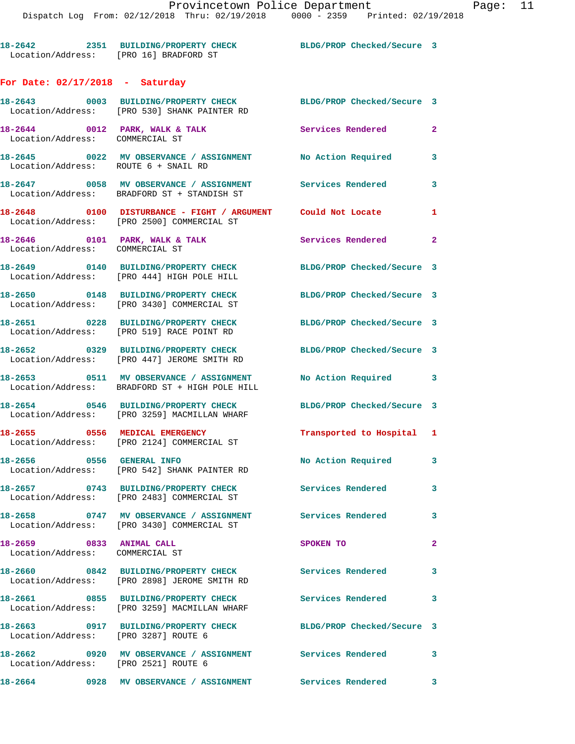18-2642 2351 BUILDING/PROPERTY CHECK BLDG/PROP Checked/Secure 3
Location/Address: [PRO 16] BRADFORD ST

**For Date: 02/17/2018 - Saturday**

18-2643 0003 BUILDING/PROPERTY CHECK BLDG/PROP Checked/Secure 3
Location/Address: [PRO 530] SHANK PAINTER RD

18-2644 0012 PARK, WALK & TALK Services Rendered 2
Location/Address: COMMERCIAL ST

18-2645 0022 MV OBSERVANCE / ASSIGNMENT No Action Required 3
Location/Address: ROUTE 6 + SNAIL RD

18-2647 0058 MV OBSERVANCE / ASSIGNMENT Services Rendered 3
Location/Address: BRADFORD ST + STANDISH ST

18-2648 0100 DISTURBANCE - FIGHT / ARGUMENT Could Not Locate 1
Location/Address: [PRO 2500] COMMERCIAL ST

18-2646 0101 PARK, WALK & TALK Services Rendered 2
Location/Address: COMMERCIAL ST

18-2649 0140 BUILDING/PROPERTY CHECK BLDG/PROP Checked/Secure 3
Location/Address: [PRO 444] HIGH POLE HILL

18-2650 0148 BUILDING/PROPERTY CHECK BLDG/PROP Checked/Secure 3
Location/Address: [PRO 3430] COMMERCIAL ST

18-2651 0228 BUILDING/PROPERTY CHECK BLDG/PROP Checked/Secure 3
Location/Address: [PRO 519] RACE POINT RD

18-2652 0329 BUILDING/PROPERTY CHECK BLDG/PROP Checked/Secure 3
Location/Address: [PRO 447] JEROME SMITH RD

18-2653 0511 MV OBSERVANCE / ASSIGNMENT No Action Required 3
Location/Address: BRADFORD ST + HIGH POLE HILL

18-2654 0546 BUILDING/PROPERTY CHECK BLDG/PROP Checked/Secure 3
Location/Address: [PRO 3259] MACMILLAN WHARF

18-2655 0556 MEDICAL EMERGENCY Transported to Hospital 1
Location/Address: [PRO 2124] COMMERCIAL ST

18-2656 0556 GENERAL INFO No Action Required 3
Location/Address: [PRO 542] SHANK PAINTER RD

18-2657 0743 BUILDING/PROPERTY CHECK Services Rendered 3
Location/Address: [PRO 2483] COMMERCIAL ST

18-2658 0747 MV OBSERVANCE / ASSIGNMENT Services Rendered 3
Location/Address: [PRO 3430] COMMERCIAL ST

18-2659 0833 ANIMAL CALL SPOKEN TO 2
Location/Address: COMMERCIAL ST

18-2660 0842 BUILDING/PROPERTY CHECK Services Rendered 3
Location/Address: [PRO 2898] JEROME SMITH RD

18-2661 0855 BUILDING/PROPERTY CHECK Services Rendered 3
Location/Address: [PRO 3259] MACMILLAN WHARF

18-2663 0917 BUILDING/PROPERTY CHECK BLDG/PROP Checked/Secure 3
Location/Address: [PRO 3287] ROUTE 6

18-2662 0920 MV OBSERVANCE / ASSIGNMENT Services Rendered 3
Location/Address: [PRO 2521] ROUTE 6

18-2664 0928 MV OBSERVANCE / ASSIGNMENT Services Rendered 3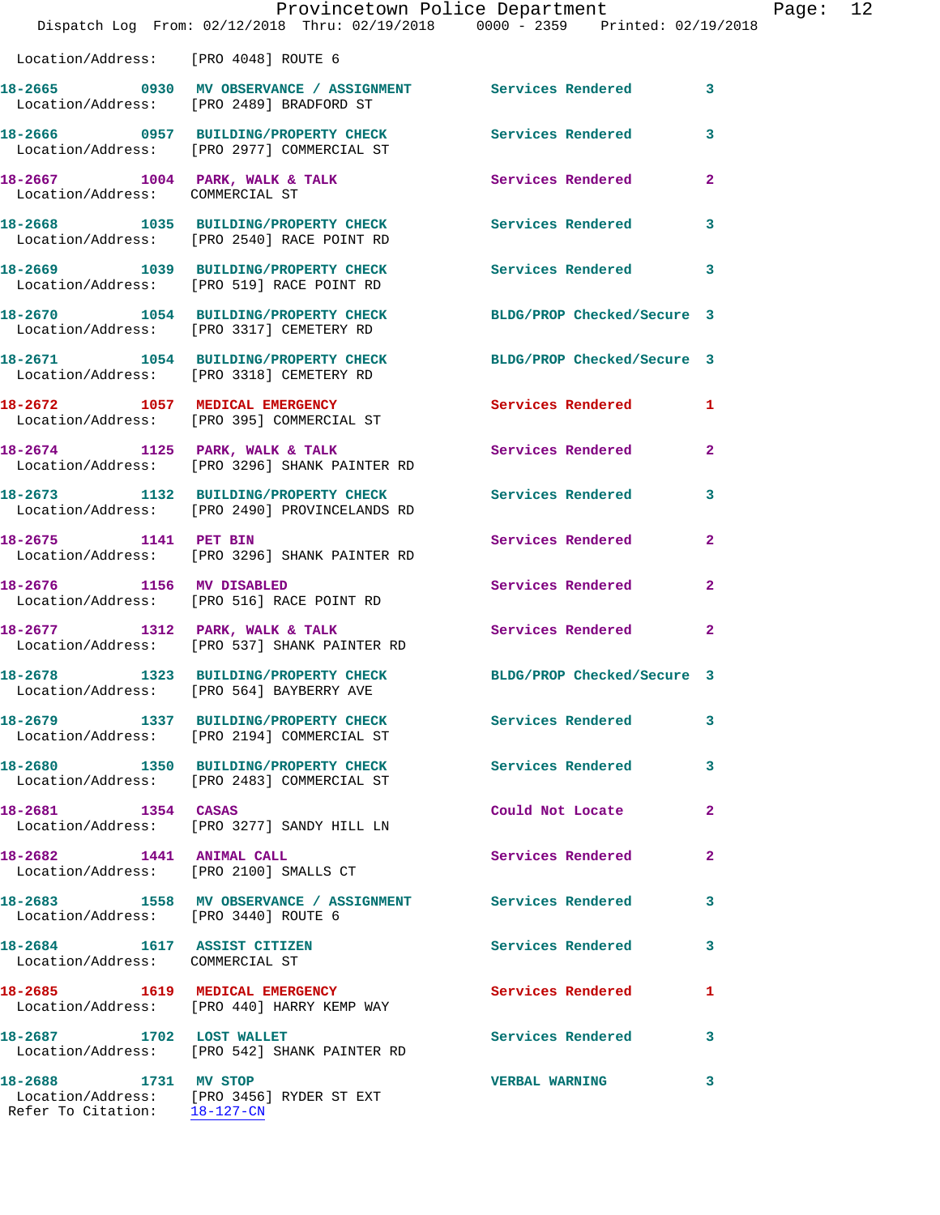Location/Address: [PRO 4048] ROUTE 6

**18-2665 0930 MV OBSERVANCE / ASSIGNMENT** Services Rendered 3
Location/Address: [PRO 2489] BRADFORD ST

**18-2666 0957 BUILDING/PROPERTY CHECK** Services Rendered 3
Location/Address: [PRO 2977] COMMERCIAL ST

**18-2667 1004 PARK, WALK & TALK** Services Rendered 2
Location/Address: COMMERCIAL ST

**18-2668 1035 BUILDING/PROPERTY CHECK** Services Rendered 3
Location/Address: [PRO 2540] RACE POINT RD

**18-2669 1039 BUILDING/PROPERTY CHECK** Services Rendered 3
Location/Address: [PRO 519] RACE POINT RD

**18-2670 1054 BUILDING/PROPERTY CHECK** BLDG/PROP Checked/Secure 3
Location/Address: [PRO 3317] CEMETERY RD

**18-2671 1054 BUILDING/PROPERTY CHECK** BLDG/PROP Checked/Secure 3
Location/Address: [PRO 3318] CEMETERY RD

**18-2672 1057 MEDICAL EMERGENCY** Services Rendered 1
Location/Address: [PRO 395] COMMERCIAL ST

**18-2674 1125 PARK, WALK & TALK** Services Rendered 2
Location/Address: [PRO 3296] SHANK PAINTER RD

**18-2673 1132 BUILDING/PROPERTY CHECK** Services Rendered 3
Location/Address: [PRO 2490] PROVINCELANDS RD

**18-2675 1141 PET BIN** Services Rendered 2
Location/Address: [PRO 3296] SHANK PAINTER RD

**18-2676 1156 MV DISABLED** Services Rendered 2
Location/Address: [PRO 516] RACE POINT RD

**18-2677 1312 PARK, WALK & TALK** Services Rendered 2
Location/Address: [PRO 537] SHANK PAINTER RD

**18-2678 1323 BUILDING/PROPERTY CHECK** BLDG/PROP Checked/Secure 3
Location/Address: [PRO 564] BAYBERRY AVE

**18-2679 1337 BUILDING/PROPERTY CHECK** Services Rendered 3
Location/Address: [PRO 2194] COMMERCIAL ST

**18-2680 1350 BUILDING/PROPERTY CHECK** Services Rendered 3
Location/Address: [PRO 2483] COMMERCIAL ST

**18-2681 1354 CASAS** Could Not Locate 2
Location/Address: [PRO 3277] SANDY HILL LN

**18-2682 1441 ANIMAL CALL** Services Rendered 2
Location/Address: [PRO 2100] SMALLS CT

**18-2683 1558 MV OBSERVANCE / ASSIGNMENT** Services Rendered 3
Location/Address: [PRO 3440] ROUTE 6

**18-2684 1617 ASSIST CITIZEN** Services Rendered 3
Location/Address: COMMERCIAL ST

**18-2685 1619 MEDICAL EMERGENCY** Services Rendered 1
Location/Address: [PRO 440] HARRY KEMP WAY

**18-2687 1702 LOST WALLET** Services Rendered 3
Location/Address: [PRO 542] SHANK PAINTER RD

**18-2688 1731 MV STOP** VERBAL WARNING 3
Location/Address: [PRO 3456] RYDER ST EXT
Refer To Citation: 18-127-CN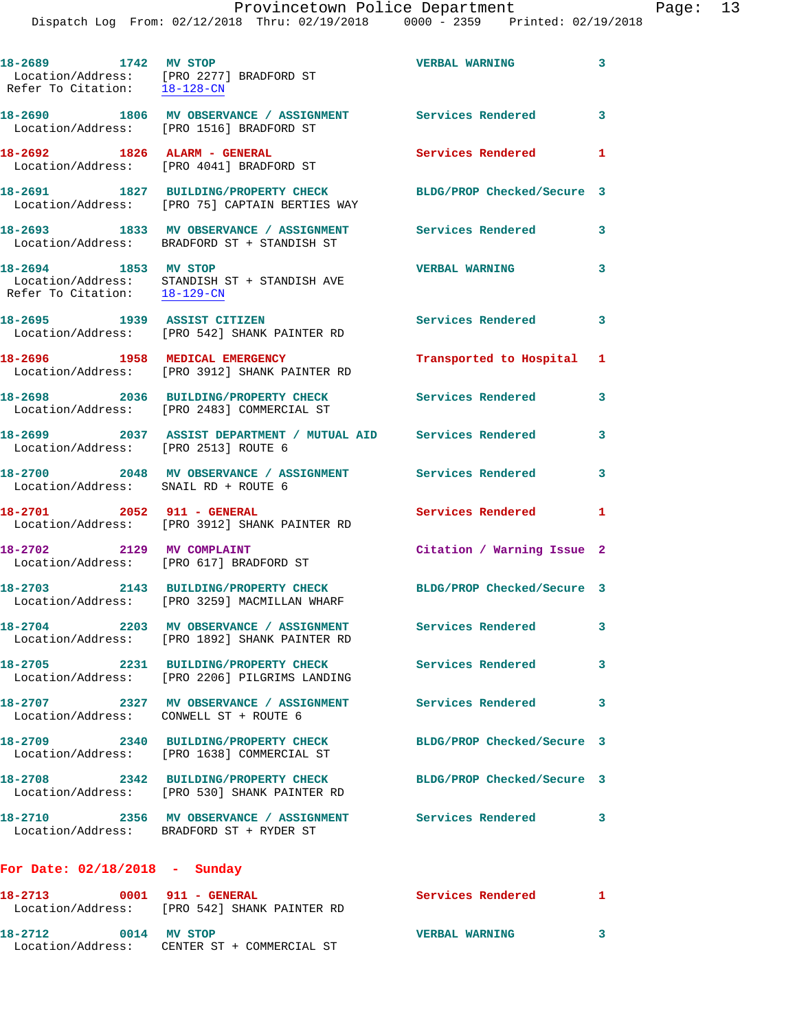18-2689 1742 MV STOP VERBAL WARNING 3
Location/Address: [PRO 2277] BRADFORD ST
Refer To Citation: 18-128-CN

18-2690 1806 MV OBSERVANCE / ASSIGNMENT Services Rendered 3
Location/Address: [PRO 1516] BRADFORD ST

18-2692 1826 ALARM - GENERAL Services Rendered 1
Location/Address: [PRO 4041] BRADFORD ST

18-2691 1827 BUILDING/PROPERTY CHECK BLDG/PROP Checked/Secure 3
Location/Address: [PRO 75] CAPTAIN BERTIES WAY

18-2693 1833 MV OBSERVANCE / ASSIGNMENT Services Rendered 3
Location/Address: BRADFORD ST + STANDISH ST

18-2694 1853 MV STOP VERBAL WARNING 3
Location/Address: STANDISH ST + STANDISH AVE
Refer To Citation: 18-129-CN

18-2695 1939 ASSIST CITIZEN Services Rendered 3
Location/Address: [PRO 542] SHANK PAINTER RD

18-2696 1958 MEDICAL EMERGENCY Transported to Hospital 1
Location/Address: [PRO 3912] SHANK PAINTER RD

18-2698 2036 BUILDING/PROPERTY CHECK Services Rendered 3
Location/Address: [PRO 2483] COMMERCIAL ST

18-2699 2037 ASSIST DEPARTMENT / MUTUAL AID Services Rendered 3
Location/Address: [PRO 2513] ROUTE 6

18-2700 2048 MV OBSERVANCE / ASSIGNMENT Services Rendered 3
Location/Address: SNAIL RD + ROUTE 6

18-2701 2052 911 - GENERAL Services Rendered 1
Location/Address: [PRO 3912] SHANK PAINTER RD

18-2702 2129 MV COMPLAINT Citation / Warning Issue 2
Location/Address: [PRO 617] BRADFORD ST

18-2703 2143 BUILDING/PROPERTY CHECK BLDG/PROP Checked/Secure 3
Location/Address: [PRO 3259] MACMILLAN WHARF

18-2704 2203 MV OBSERVANCE / ASSIGNMENT Services Rendered 3
Location/Address: [PRO 1892] SHANK PAINTER RD

18-2705 2231 BUILDING/PROPERTY CHECK Services Rendered 3
Location/Address: [PRO 2206] PILGRIMS LANDING

18-2707 2327 MV OBSERVANCE / ASSIGNMENT Services Rendered 3
Location/Address: CONWELL ST + ROUTE 6

18-2709 2340 BUILDING/PROPERTY CHECK BLDG/PROP Checked/Secure 3
Location/Address: [PRO 1638] COMMERCIAL ST

18-2708 2342 BUILDING/PROPERTY CHECK BLDG/PROP Checked/Secure 3
Location/Address: [PRO 530] SHANK PAINTER RD

18-2710 2356 MV OBSERVANCE / ASSIGNMENT Services Rendered 3
Location/Address: BRADFORD ST + RYDER ST

**For Date: 02/18/2018 - Sunday**

18-2713 0001 911 - GENERAL Services Rendered 1
Location/Address: [PRO 542] SHANK PAINTER RD

18-2712 0014 MV STOP VERBAL WARNING 3
Location/Address: CENTER ST + COMMERCIAL ST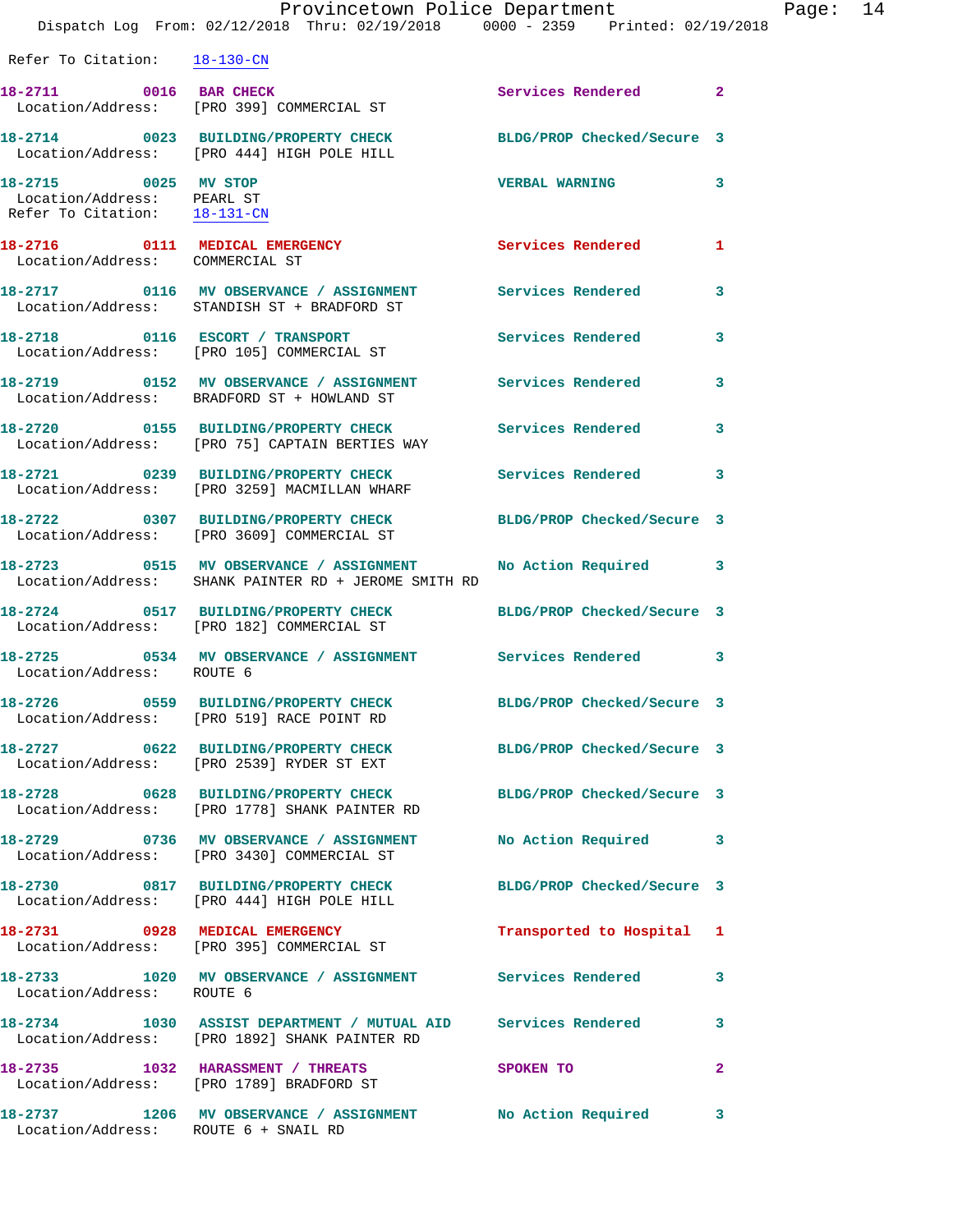Refer To Citation: 18-130-CN

**18-2711** 0016 **BAR CHECK** Services Rendered 2
Location/Address: [PRO 399] COMMERCIAL ST

**18-2714** 0023 **BUILDING/PROPERTY CHECK** BLDG/PROP Checked/Secure 3
Location/Address: [PRO 444] HIGH POLE HILL

**18-2715** 0025 **MV STOP** VERBAL WARNING 3
Location/Address: PEARL ST
Refer To Citation: 18-131-CN

**18-2716** 0111 **MEDICAL EMERGENCY** Services Rendered 1
Location/Address: COMMERCIAL ST

**18-2717** 0116 **MV OBSERVANCE / ASSIGNMENT** Services Rendered 3
Location/Address: STANDISH ST + BRADFORD ST

**18-2718** 0116 **ESCORT / TRANSPORT** Services Rendered 3
Location/Address: [PRO 105] COMMERCIAL ST

**18-2719** 0152 **MV OBSERVANCE / ASSIGNMENT** Services Rendered 3
Location/Address: BRADFORD ST + HOWLAND ST

**18-2720** 0155 **BUILDING/PROPERTY CHECK** Services Rendered 3
Location/Address: [PRO 75] CAPTAIN BERTIES WAY

**18-2721** 0239 **BUILDING/PROPERTY CHECK** Services Rendered 3
Location/Address: [PRO 3259] MACMILLAN WHARF

**18-2722** 0307 **BUILDING/PROPERTY CHECK** BLDG/PROP Checked/Secure 3
Location/Address: [PRO 3609] COMMERCIAL ST

**18-2723** 0515 **MV OBSERVANCE / ASSIGNMENT** No Action Required 3
Location/Address: SHANK PAINTER RD + JEROME SMITH RD

**18-2724** 0517 **BUILDING/PROPERTY CHECK** BLDG/PROP Checked/Secure 3
Location/Address: [PRO 182] COMMERCIAL ST

**18-2725** 0534 **MV OBSERVANCE / ASSIGNMENT** Services Rendered 3
Location/Address: ROUTE 6

**18-2726** 0559 **BUILDING/PROPERTY CHECK** BLDG/PROP Checked/Secure 3
Location/Address: [PRO 519] RACE POINT RD

**18-2727** 0622 **BUILDING/PROPERTY CHECK** BLDG/PROP Checked/Secure 3
Location/Address: [PRO 2539] RYDER ST EXT

**18-2728** 0628 **BUILDING/PROPERTY CHECK** BLDG/PROP Checked/Secure 3
Location/Address: [PRO 1778] SHANK PAINTER RD

**18-2729** 0736 **MV OBSERVANCE / ASSIGNMENT** No Action Required 3
Location/Address: [PRO 3430] COMMERCIAL ST

**18-2730** 0817 **BUILDING/PROPERTY CHECK** BLDG/PROP Checked/Secure 3
Location/Address: [PRO 444] HIGH POLE HILL

**18-2731** 0928 **MEDICAL EMERGENCY** Transported to Hospital 1
Location/Address: [PRO 395] COMMERCIAL ST

**18-2733** 1020 **MV OBSERVANCE / ASSIGNMENT** Services Rendered 3
Location/Address: ROUTE 6

**18-2734** 1030 **ASSIST DEPARTMENT / MUTUAL AID** Services Rendered 3
Location/Address: [PRO 1892] SHANK PAINTER RD

**18-2735** 1032 **HARASSMENT / THREATS** SPOKEN TO 2
Location/Address: [PRO 1789] BRADFORD ST

**18-2737** 1206 **MV OBSERVANCE / ASSIGNMENT** No Action Required 3
Location/Address: ROUTE 6 + SNAIL RD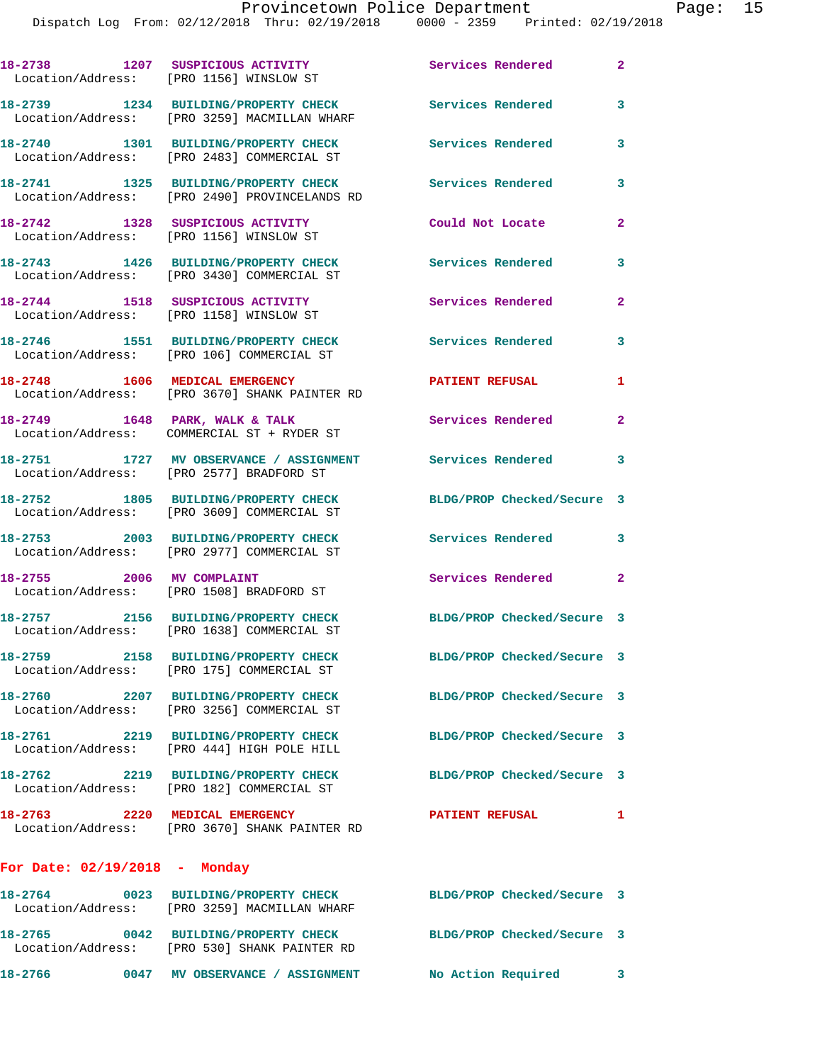18-2738 1207 SUSPICIOUS ACTIVITY Services Rendered 2
Location/Address: [PRO 1156] WINSLOW ST

18-2739 1234 BUILDING/PROPERTY CHECK Services Rendered 3
Location/Address: [PRO 3259] MACMILLAN WHARF

18-2740 1301 BUILDING/PROPERTY CHECK Services Rendered 3
Location/Address: [PRO 2483] COMMERCIAL ST

18-2741 1325 BUILDING/PROPERTY CHECK Services Rendered 3
Location/Address: [PRO 2490] PROVINCELANDS RD

18-2742 1328 SUSPICIOUS ACTIVITY Could Not Locate 2
Location/Address: [PRO 1156] WINSLOW ST

18-2743 1426 BUILDING/PROPERTY CHECK Services Rendered 3
Location/Address: [PRO 3430] COMMERCIAL ST

18-2744 1518 SUSPICIOUS ACTIVITY Services Rendered 2
Location/Address: [PRO 1158] WINSLOW ST

18-2746 1551 BUILDING/PROPERTY CHECK Services Rendered 3
Location/Address: [PRO 106] COMMERCIAL ST

18-2748 1606 MEDICAL EMERGENCY PATIENT REFUSAL 1
Location/Address: [PRO 3670] SHANK PAINTER RD

18-2749 1648 PARK, WALK & TALK Services Rendered 2
Location/Address: COMMERCIAL ST + RYDER ST

18-2751 1727 MV OBSERVANCE / ASSIGNMENT Services Rendered 3
Location/Address: [PRO 2577] BRADFORD ST

18-2752 1805 BUILDING/PROPERTY CHECK BLDG/PROP Checked/Secure 3
Location/Address: [PRO 3609] COMMERCIAL ST

18-2753 2003 BUILDING/PROPERTY CHECK Services Rendered 3
Location/Address: [PRO 2977] COMMERCIAL ST

18-2755 2006 MV COMPLAINT Services Rendered 2
Location/Address: [PRO 1508] BRADFORD ST

18-2757 2156 BUILDING/PROPERTY CHECK BLDG/PROP Checked/Secure 3
Location/Address: [PRO 1638] COMMERCIAL ST

18-2759 2158 BUILDING/PROPERTY CHECK BLDG/PROP Checked/Secure 3
Location/Address: [PRO 175] COMMERCIAL ST

18-2760 2207 BUILDING/PROPERTY CHECK BLDG/PROP Checked/Secure 3
Location/Address: [PRO 3256] COMMERCIAL ST

18-2761 2219 BUILDING/PROPERTY CHECK BLDG/PROP Checked/Secure 3
Location/Address: [PRO 444] HIGH POLE HILL

18-2762 2219 BUILDING/PROPERTY CHECK BLDG/PROP Checked/Secure 3
Location/Address: [PRO 182] COMMERCIAL ST

18-2763 2220 MEDICAL EMERGENCY PATIENT REFUSAL 1
Location/Address: [PRO 3670] SHANK PAINTER RD

**For Date: 02/19/2018 - Monday**

18-2764 0023 BUILDING/PROPERTY CHECK BLDG/PROP Checked/Secure 3
Location/Address: [PRO 3259] MACMILLAN WHARF

18-2765 0042 BUILDING/PROPERTY CHECK BLDG/PROP Checked/Secure 3
Location/Address: [PRO 530] SHANK PAINTER RD

18-2766 0047 MV OBSERVANCE / ASSIGNMENT No Action Required 3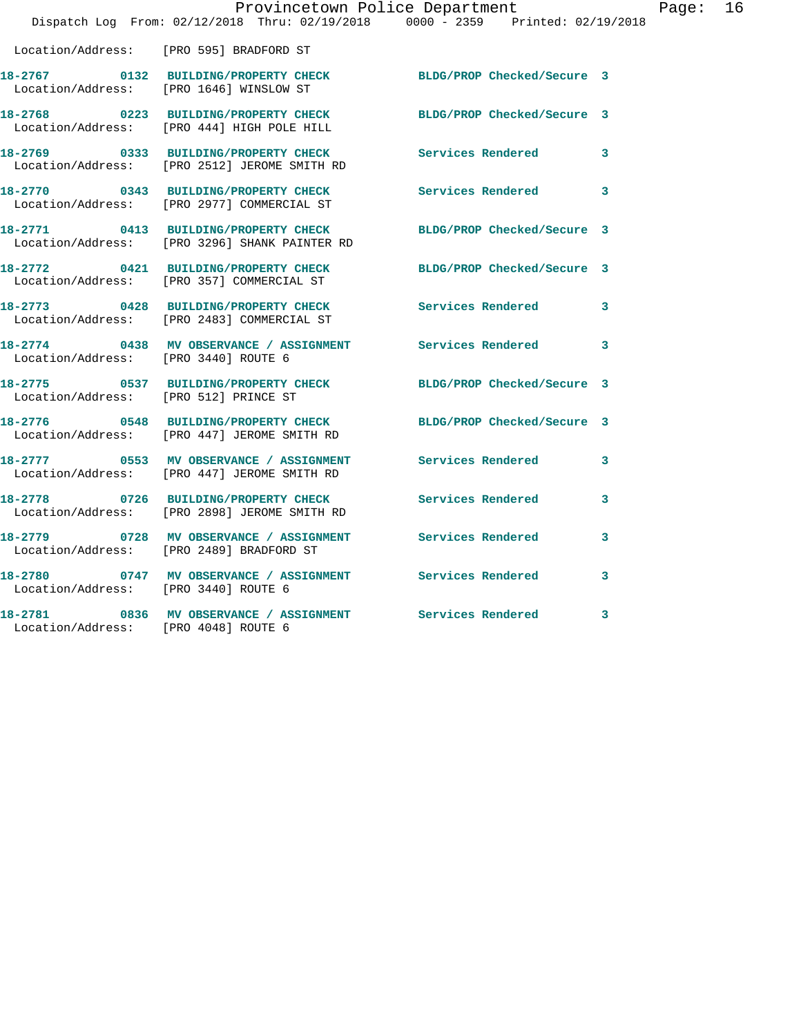Location/Address: [PRO 595] BRADFORD ST

**18-2767 0132 BUILDING/PROPERTY CHECK** BLDG/PROP Checked/Secure 3
Location/Address: [PRO 1646] WINSLOW ST

**18-2768 0223 BUILDING/PROPERTY CHECK** BLDG/PROP Checked/Secure 3
Location/Address: [PRO 444] HIGH POLE HILL

**18-2769 0333 BUILDING/PROPERTY CHECK** Services Rendered 3
Location/Address: [PRO 2512] JEROME SMITH RD

**18-2770 0343 BUILDING/PROPERTY CHECK** Services Rendered 3
Location/Address: [PRO 2977] COMMERCIAL ST

**18-2771 0413 BUILDING/PROPERTY CHECK** BLDG/PROP Checked/Secure 3
Location/Address: [PRO 3296] SHANK PAINTER RD

**18-2772 0421 BUILDING/PROPERTY CHECK** BLDG/PROP Checked/Secure 3
Location/Address: [PRO 357] COMMERCIAL ST

**18-2773 0428 BUILDING/PROPERTY CHECK** Services Rendered 3
Location/Address: [PRO 2483] COMMERCIAL ST

**18-2774 0438 MV OBSERVANCE / ASSIGNMENT** Services Rendered 3
Location/Address: [PRO 3440] ROUTE 6

**18-2775 0537 BUILDING/PROPERTY CHECK** BLDG/PROP Checked/Secure 3
Location/Address: [PRO 512] PRINCE ST

**18-2776 0548 BUILDING/PROPERTY CHECK** BLDG/PROP Checked/Secure 3
Location/Address: [PRO 447] JEROME SMITH RD

**18-2777 0553 MV OBSERVANCE / ASSIGNMENT** Services Rendered 3
Location/Address: [PRO 447] JEROME SMITH RD

**18-2778 0726 BUILDING/PROPERTY CHECK** Services Rendered 3
Location/Address: [PRO 2898] JEROME SMITH RD

**18-2779 0728 MV OBSERVANCE / ASSIGNMENT** Services Rendered 3
Location/Address: [PRO 2489] BRADFORD ST

**18-2780 0747 MV OBSERVANCE / ASSIGNMENT** Services Rendered 3
Location/Address: [PRO 3440] ROUTE 6

**18-2781 0836 MV OBSERVANCE / ASSIGNMENT** Services Rendered 3
Location/Address: [PRO 4048] ROUTE 6